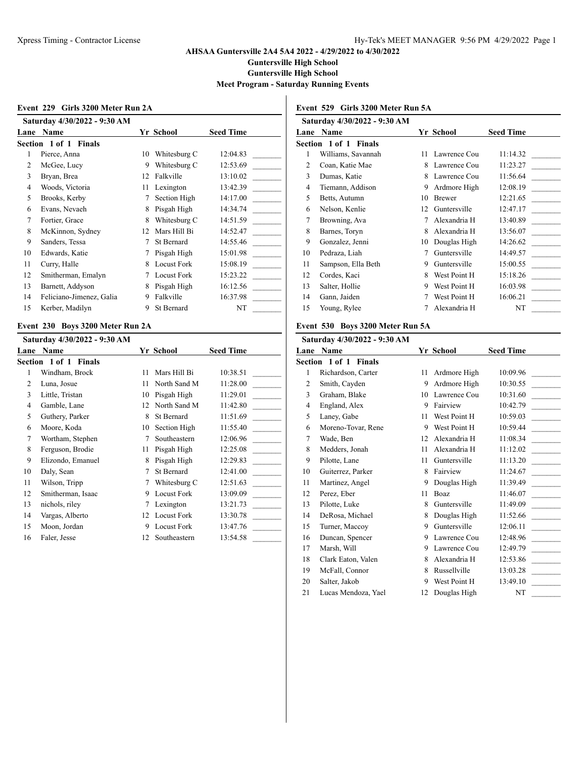# AHSAA Guntersville 2A4 5A4 2022 - 4/29/2022 to 4/30/2022

**Guntersville High School**

**Guntersville High School**

**Meet Program - Saturday Running Events**

## Event 229 Girls 3200 Meter Run 2A

**Saturday 4/30/2022 - 9:30 AM**

**Section 1 of 1 Finals**

| Lane | Name | Yr | School | Seed Time |
|---|---|---|---|---|
| 1 | Pierce, Anna | 10 | Whitesburg C | 12:04.83 |
| 2 | McGee, Lucy | 9 | Whitesburg C | 12:53.69 |
| 3 | Bryan, Brea | 12 | Falkville | 13:10.02 |
| 4 | Woods, Victoria | 11 | Lexington | 13:42.39 |
| 5 | Brooks, Kerby | 7 | Section High | 14:17.00 |
| 6 | Evans, Nevaeh | 8 | Pisgah High | 14:34.74 |
| 7 | Fortier, Grace | 8 | Whitesburg C | 14:51.59 |
| 8 | McKinnon, Sydney | 12 | Mars Hill Bi | 14:52.47 |
| 9 | Sanders, Tessa | 7 | St Bernard | 14:55.46 |
| 10 | Edwards, Katie | 7 | Pisgah High | 15:01.98 |
| 11 | Curry, Halle | 8 | Locust Fork | 15:08.19 |
| 12 | Smitherman, Emalyn | 7 | Locust Fork | 15:23.22 |
| 13 | Barnett, Addyson | 8 | Pisgah High | 16:12.56 |
| 14 | Feliciano-Jimenez, Galia | 9 | Falkville | 16:37.98 |
| 15 | Kerber, Madilyn | 9 | St Bernard | NT |

## Event 230 Boys 3200 Meter Run 2A

**Saturday 4/30/2022 - 9:30 AM**

**Section 1 of 1 Finals**

| Lane | Name | Yr | School | Seed Time |
|---|---|---|---|---|
| 1 | Windham, Brock | 11 | Mars Hill Bi | 10:38.51 |
| 2 | Luna, Josue | 11 | North Sand M | 11:28.00 |
| 3 | Little, Tristan | 10 | Pisgah High | 11:29.01 |
| 4 | Gamble, Lane | 12 | North Sand M | 11:42.80 |
| 5 | Guthery, Parker | 8 | St Bernard | 11:51.69 |
| 6 | Moore, Koda | 10 | Section High | 11:55.40 |
| 7 | Wortham, Stephen | 7 | Southeastern | 12:06.96 |
| 8 | Ferguson, Brodie | 11 | Pisgah High | 12:25.08 |
| 9 | Elizondo, Emanuel | 8 | Pisgah High | 12:29.83 |
| 10 | Daly, Sean | 7 | St Bernard | 12:41.00 |
| 11 | Wilson, Tripp | 7 | Whitesburg C | 12:51.63 |
| 12 | Smitherman, Isaac | 9 | Locust Fork | 13:09.09 |
| 13 | nichols, riley | 7 | Lexington | 13:21.73 |
| 14 | Vargas, Alberto | 12 | Locust Fork | 13:30.78 |
| 15 | Moon, Jordan | 9 | Locust Fork | 13:47.76 |
| 16 | Faler, Jesse | 12 | Southeastern | 13:54.58 |

## Event 529 Girls 3200 Meter Run 5A

**Saturday 4/30/2022 - 9:30 AM**

**Section 1 of 1 Finals**

| Lane | Name | Yr | School | Seed Time |
|---|---|---|---|---|
| 1 | Williams, Savannah | 11 | Lawrence Cou | 11:14.32 |
| 2 | Coan, Katie Mae | 8 | Lawrence Cou | 11:23.27 |
| 3 | Dumas, Katie | 8 | Lawrence Cou | 11:56.64 |
| 4 | Tiemann, Addison | 9 | Ardmore High | 12:08.19 |
| 5 | Betts, Autumn | 10 | Brewer | 12:21.65 |
| 6 | Nelson, Kenlie | 12 | Guntersville | 12:47.17 |
| 7 | Browning, Ava | 7 | Alexandria H | 13:40.89 |
| 8 | Barnes, Toryn | 8 | Alexandria H | 13:56.07 |
| 9 | Gonzalez, Jenni | 10 | Douglas High | 14:26.62 |
| 10 | Pedraza, Liah | 7 | Guntersville | 14:49.57 |
| 11 | Sampson, Ella Beth | 9 | Guntersville | 15:00.55 |
| 12 | Cordes, Kaci | 8 | West Point H | 15:18.26 |
| 13 | Salter, Hollie | 9 | West Point H | 16:03.98 |
| 14 | Gann, Jaiden | 7 | West Point H | 16:06.21 |
| 15 | Young, Rylee | 7 | Alexandria H | NT |

## Event 530 Boys 3200 Meter Run 5A

**Saturday 4/30/2022 - 9:30 AM**

**Section 1 of 1 Finals**

| Lane | Name | Yr | School | Seed Time |
|---|---|---|---|---|
| 1 | Richardson, Carter | 11 | Ardmore High | 10:09.96 |
| 2 | Smith, Cayden | 9 | Ardmore High | 10:30.55 |
| 3 | Graham, Blake | 10 | Lawrence Cou | 10:31.60 |
| 4 | England, Alex | 9 | Fairview | 10:42.79 |
| 5 | Laney, Gabe | 11 | West Point H | 10:59.03 |
| 6 | Moreno-Tovar, Rene | 9 | West Point H | 10:59.44 |
| 7 | Wade, Ben | 12 | Alexandria H | 11:08.34 |
| 8 | Medders, Jonah | 11 | Alexandria H | 11:12.02 |
| 9 | Pilotte, Lane | 11 | Guntersville | 11:13.20 |
| 10 | Guiterrez, Parker | 8 | Fairview | 11:24.67 |
| 11 | Martinez, Angel | 9 | Douglas High | 11:39.49 |
| 12 | Perez, Eber | 11 | Boaz | 11:46.07 |
| 13 | Pilotte, Luke | 8 | Guntersville | 11:49.09 |
| 14 | DeRosa, Michael | 8 | Douglas High | 11:52.66 |
| 15 | Turner, Maccoy | 9 | Guntersville | 12:06.11 |
| 16 | Duncan, Spencer | 9 | Lawrence Cou | 12:48.96 |
| 17 | Marsh, Will | 9 | Lawrence Cou | 12:49.79 |
| 18 | Clark Eaton, Valen | 8 | Alexandria H | 12:53.86 |
| 19 | McFall, Connor | 8 | Russellville | 13:03.28 |
| 20 | Salter, Jakob | 9 | West Point H | 13:49.10 |
| 21 | Lucas Mendoza, Yael | 12 | Douglas High | NT |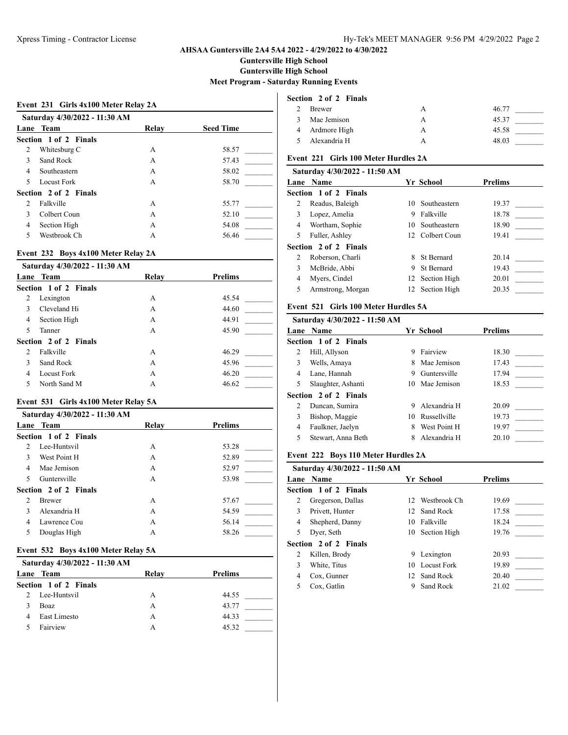AHSAA Guntersville 2A4 5A4 2022 - 4/29/2022 to 4/30/2022

Guntersville High School

Guntersville High School

Meet Program - Saturday Running Events

### Event 231 Girls 4x100 Meter Relay 2A

Saturday 4/30/2022 - 11:30 AM

| Lane | Team | Relay | Seed Time |
|---|---|---|---|
| **Section 1 of 2 Finals** | | | |
| 2 | Whitesburg C | A | 58.57 |
| 3 | Sand Rock | A | 57.43 |
| 4 | Southeastern | A | 58.02 |
| 5 | Locust Fork | A | 58.70 |
| **Section 2 of 2 Finals** | | | |
| 2 | Falkville | A | 55.77 |
| 3 | Colbert Coun | A | 52.10 |
| 4 | Section High | A | 54.08 |
| 5 | Westbrook Ch | A | 56.46 |

### Event 232 Boys 4x100 Meter Relay 2A

Saturday 4/30/2022 - 11:30 AM

| Lane | Team | Relay | Prelims |
|---|---|---|---|
| **Section 1 of 2 Finals** | | | |
| 2 | Lexington | A | 45.54 |
| 3 | Cleveland Hi | A | 44.60 |
| 4 | Section High | A | 44.91 |
| 5 | Tanner | A | 45.90 |
| **Section 2 of 2 Finals** | | | |
| 2 | Falkville | A | 46.29 |
| 3 | Sand Rock | A | 45.96 |
| 4 | Locust Fork | A | 46.20 |
| 5 | North Sand M | A | 46.62 |

### Event 531 Girls 4x100 Meter Relay 5A

Saturday 4/30/2022 - 11:30 AM

| Lane | Team | Relay | Prelims |
|---|---|---|---|
| **Section 1 of 2 Finals** | | | |
| 2 | Lee-Huntsvil | A | 53.28 |
| 3 | West Point H | A | 52.89 |
| 4 | Mae Jemison | A | 52.97 |
| 5 | Guntersville | A | 53.98 |
| **Section 2 of 2 Finals** | | | |
| 2 | Brewer | A | 57.67 |
| 3 | Alexandria H | A | 54.59 |
| 4 | Lawrence Cou | A | 56.14 |
| 5 | Douglas High | A | 58.26 |

### Event 532 Boys 4x100 Meter Relay 5A

Saturday 4/30/2022 - 11:30 AM

| Lane | Team | Relay | Prelims |
|---|---|---|---|
| **Section 1 of 2 Finals** | | | |
| 2 | Lee-Huntsvil | A | 44.55 |
| 3 | Boaz | A | 43.77 |
| 4 | East Limesto | A | 44.33 |
| 5 | Fairview | A | 45.32 |
| **Section 2 of 2 Finals** | | | |
| 2 | Brewer | A | 46.77 |
| 3 | Mae Jemison | A | 45.37 |
| 4 | Ardmore High | A | 45.58 |
| 5 | Alexandria H | A | 48.03 |

### Event 221 Girls 100 Meter Hurdles 2A

Saturday 4/30/2022 - 11:50 AM

| Lane | Name | Yr | School | Prelims |
|---|---|---|---|---|
| **Section 1 of 2 Finals** | | | | |
| 2 | Readus, Baleigh | 10 | Southeastern | 19.37 |
| 3 | Lopez, Amelia | 9 | Falkville | 18.78 |
| 4 | Wortham, Sophie | 10 | Southeastern | 18.90 |
| 5 | Fuller, Ashley | 12 | Colbert Coun | 19.41 |
| **Section 2 of 2 Finals** | | | | |
| 2 | Roberson, Charli | 8 | St Bernard | 20.14 |
| 3 | McBride, Abbi | 9 | St Bernard | 19.43 |
| 4 | Myers, Cindel | 12 | Section High | 20.01 |
| 5 | Armstrong, Morgan | 12 | Section High | 20.35 |

### Event 521 Girls 100 Meter Hurdles 5A

Saturday 4/30/2022 - 11:50 AM

| Lane | Name | Yr | School | Prelims |
|---|---|---|---|---|
| **Section 1 of 2 Finals** | | | | |
| 2 | Hill, Allyson | 9 | Fairview | 18.30 |
| 3 | Wells, Amaya | 8 | Mae Jemison | 17.43 |
| 4 | Lane, Hannah | 9 | Guntersville | 17.94 |
| 5 | Slaughter, Ashanti | 10 | Mae Jemison | 18.53 |
| **Section 2 of 2 Finals** | | | | |
| 2 | Duncan, Sumira | 9 | Alexandria H | 20.09 |
| 3 | Bishop, Maggie | 10 | Russellville | 19.73 |
| 4 | Faulkner, Jaelyn | 8 | West Point H | 19.97 |
| 5 | Stewart, Anna Beth | 8 | Alexandria H | 20.10 |

### Event 222 Boys 110 Meter Hurdles 2A

Saturday 4/30/2022 - 11:50 AM

| Lane | Name | Yr | School | Prelims |
|---|---|---|---|---|
| **Section 1 of 2 Finals** | | | | |
| 2 | Gregerson, Dallas | 12 | Westbrook Ch | 19.69 |
| 3 | Privett, Hunter | 12 | Sand Rock | 17.58 |
| 4 | Shepherd, Danny | 10 | Falkville | 18.24 |
| 5 | Dyer, Seth | 10 | Section High | 19.76 |
| **Section 2 of 2 Finals** | | | | |
| 2 | Killen, Brody | 9 | Lexington | 20.93 |
| 3 | White, Titus | 10 | Locust Fork | 19.89 |
| 4 | Cox, Gunner | 12 | Sand Rock | 20.40 |
| 5 | Cox, Gatlin | 9 | Sand Rock | 21.02 |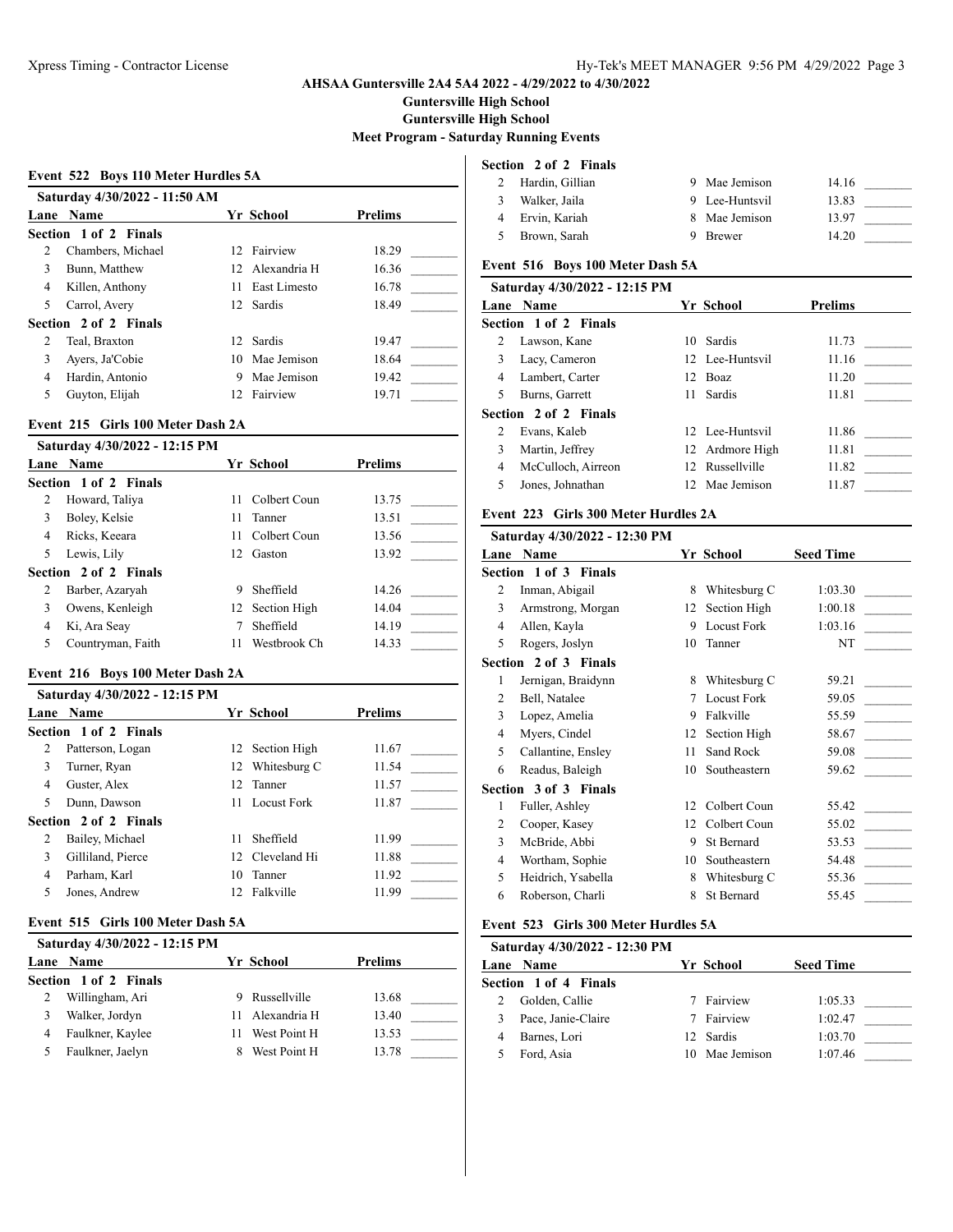## AHSAA Guntersville 2A4 5A4 2022 - 4/29/2022 to 4/30/2022

**Guntersville High School**

**Guntersville High School**

**Meet Program - Saturday Running Events**

### Event 522 Boys 110 Meter Hurdles 5A

**Saturday 4/30/2022 - 11:50 AM**

| Lane | Name | Yr | School | Prelims | |
|---|---|---|---|---|---|
| **Section 1 of 2 Finals** | | | | | |
| 2 | Chambers, Michael | 12 | Fairview | 18.29 | _______ |
| 3 | Bunn, Matthew | 12 | Alexandria H | 16.36 | _______ |
| 4 | Killen, Anthony | 11 | East Limesto | 16.78 | _______ |
| 5 | Carrol, Avery | 12 | Sardis | 18.49 | _______ |
| **Section 2 of 2 Finals** | | | | | |
| 2 | Teal, Braxton | 12 | Sardis | 19.47 | _______ |
| 3 | Ayers, Ja'Cobie | 10 | Mae Jemison | 18.64 | _______ |
| 4 | Hardin, Antonio | 9 | Mae Jemison | 19.42 | _______ |
| 5 | Guyton, Elijah | 12 | Fairview | 19.71 | _______ |

### Event 215 Girls 100 Meter Dash 2A

**Saturday 4/30/2022 - 12:15 PM**

| Lane | Name | Yr | School | Prelims | |
|---|---|---|---|---|---|
| **Section 1 of 2 Finals** | | | | | |
| 2 | Howard, Taliya | 11 | Colbert Coun | 13.75 | _______ |
| 3 | Boley, Kelsie | 11 | Tanner | 13.51 | _______ |
| 4 | Ricks, Keeara | 11 | Colbert Coun | 13.56 | _______ |
| 5 | Lewis, Lily | 12 | Gaston | 13.92 | _______ |
| **Section 2 of 2 Finals** | | | | | |
| 2 | Barber, Azaryah | 9 | Sheffield | 14.26 | _______ |
| 3 | Owens, Kenleigh | 12 | Section High | 14.04 | _______ |
| 4 | Ki, Ara Seay | 7 | Sheffield | 14.19 | _______ |
| 5 | Countryman, Faith | 11 | Westbrook Ch | 14.33 | _______ |

### Event 216 Boys 100 Meter Dash 2A

**Saturday 4/30/2022 - 12:15 PM**

| Lane | Name | Yr | School | Prelims | |
|---|---|---|---|---|---|
| **Section 1 of 2 Finals** | | | | | |
| 2 | Patterson, Logan | 12 | Section High | 11.67 | _______ |
| 3 | Turner, Ryan | 12 | Whitesburg C | 11.54 | _______ |
| 4 | Guster, Alex | 12 | Tanner | 11.57 | _______ |
| 5 | Dunn, Dawson | 11 | Locust Fork | 11.87 | _______ |
| **Section 2 of 2 Finals** | | | | | |
| 2 | Bailey, Michael | 11 | Sheffield | 11.99 | _______ |
| 3 | Gilliland, Pierce | 12 | Cleveland Hi | 11.88 | _______ |
| 4 | Parham, Karl | 10 | Tanner | 11.92 | _______ |
| 5 | Jones, Andrew | 12 | Falkville | 11.99 | _______ |

### Event 515 Girls 100 Meter Dash 5A

**Saturday 4/30/2022 - 12:15 PM**

| Lane | Name | Yr | School | Prelims | |
|---|---|---|---|---|---|
| **Section 1 of 2 Finals** | | | | | |
| 2 | Willingham, Ari | 9 | Russellville | 13.68 | _______ |
| 3 | Walker, Jordyn | 11 | Alexandria H | 13.40 | _______ |
| 4 | Faulkner, Kaylee | 11 | West Point H | 13.53 | _______ |
| 5 | Faulkner, Jaelyn | 8 | West Point H | 13.78 | _______ |
| **Section 2 of 2 Finals** | | | | | |
| 2 | Hardin, Gillian | 9 | Mae Jemison | 14.16 | _______ |
| 3 | Walker, Jaila | 9 | Lee-Huntsvil | 13.83 | _______ |
| 4 | Ervin, Kariah | 8 | Mae Jemison | 13.97 | _______ |
| 5 | Brown, Sarah | 9 | Brewer | 14.20 | _______ |

### Event 516 Boys 100 Meter Dash 5A

**Saturday 4/30/2022 - 12:15 PM**

| Lane | Name | Yr | School | Prelims | |
|---|---|---|---|---|---|
| **Section 1 of 2 Finals** | | | | | |
| 2 | Lawson, Kane | 10 | Sardis | 11.73 | _______ |
| 3 | Lacy, Cameron | 12 | Lee-Huntsvil | 11.16 | _______ |
| 4 | Lambert, Carter | 12 | Boaz | 11.20 | _______ |
| 5 | Burns, Garrett | 11 | Sardis | 11.81 | _______ |
| **Section 2 of 2 Finals** | | | | | |
| 2 | Evans, Kaleb | 12 | Lee-Huntsvil | 11.86 | _______ |
| 3 | Martin, Jeffrey | 12 | Ardmore High | 11.81 | _______ |
| 4 | McCulloch, Airreon | 12 | Russellville | 11.82 | _______ |
| 5 | Jones, Johnathan | 12 | Mae Jemison | 11.87 | _______ |

### Event 223 Girls 300 Meter Hurdles 2A

**Saturday 4/30/2022 - 12:30 PM**

| Lane | Name | Yr | School | Seed Time | |
|---|---|---|---|---|---|
| **Section 1 of 3 Finals** | | | | | |
| 2 | Inman, Abigail | 8 | Whitesburg C | 1:03.30 | _______ |
| 3 | Armstrong, Morgan | 12 | Section High | 1:00.18 | _______ |
| 4 | Allen, Kayla | 9 | Locust Fork | 1:03.16 | _______ |
| 5 | Rogers, Joslyn | 10 | Tanner | NT | _______ |
| **Section 2 of 3 Finals** | | | | | |
| 1 | Jernigan, Braidynn | 8 | Whitesburg C | 59.21 | _______ |
| 2 | Bell, Natalee | 7 | Locust Fork | 59.05 | _______ |
| 3 | Lopez, Amelia | 9 | Falkville | 55.59 | _______ |
| 4 | Myers, Cindel | 12 | Section High | 58.67 | _______ |
| 5 | Callantine, Ensley | 11 | Sand Rock | 59.08 | _______ |
| 6 | Readus, Baleigh | 10 | Southeastern | 59.62 | _______ |
| **Section 3 of 3 Finals** | | | | | |
| 1 | Fuller, Ashley | 12 | Colbert Coun | 55.42 | _______ |
| 2 | Cooper, Kasey | 12 | Colbert Coun | 55.02 | _______ |
| 3 | McBride, Abbi | 9 | St Bernard | 53.53 | _______ |
| 4 | Wortham, Sophie | 10 | Southeastern | 54.48 | _______ |
| 5 | Heidrich, Ysabella | 8 | Whitesburg C | 55.36 | _______ |
| 6 | Roberson, Charli | 8 | St Bernard | 55.45 | _______ |

### Event 523 Girls 300 Meter Hurdles 5A

**Saturday 4/30/2022 - 12:30 PM**

| Lane | Name | Yr | School | Seed Time | |
|---|---|---|---|---|---|
| **Section 1 of 4 Finals** | | | | | |
| 2 | Golden, Callie | 7 | Fairview | 1:05.33 | _______ |
| 3 | Pace, Janie-Claire | 7 | Fairview | 1:02.47 | _______ |
| 4 | Barnes, Lori | 12 | Sardis | 1:03.70 | _______ |
| 5 | Ford, Asia | 10 | Mae Jemison | 1:07.46 | _______ |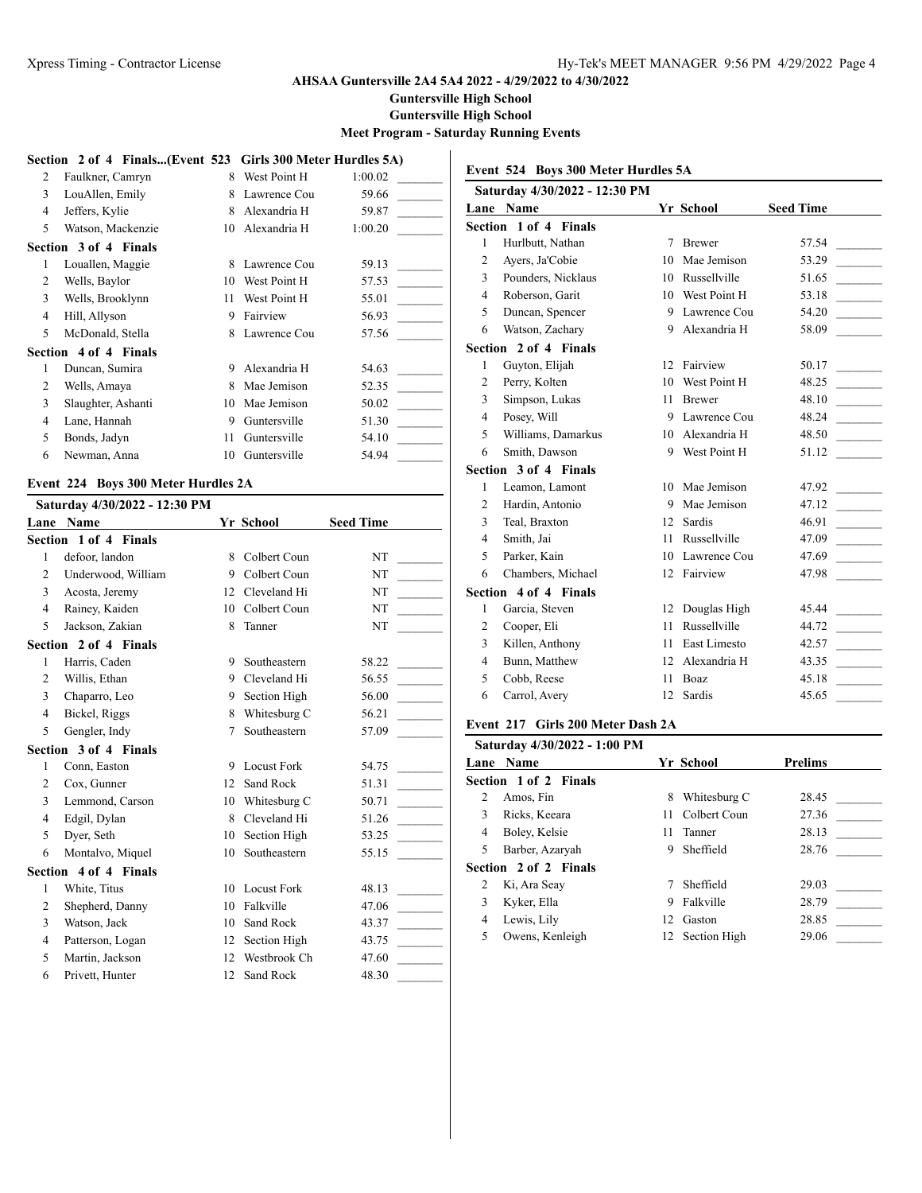**AHSAA Guntersville 2A4 5A4 2022 - 4/29/2022 to 4/30/2022**

**Guntersville High School**

**Guntersville High School**

**Meet Program - Saturday Running Events**

**Section 2 of 4 Finals...(Event 523 Girls 300 Meter Hurdles 5A)**

| Lane | Name | Yr | School | Seed Time |
|---|---|---|---|---|
| 2 | Faulkner, Camryn | 8 | West Point H | 1:00.02 |
| 3 | LouAllen, Emily | 8 | Lawrence Cou | 59.66 |
| 4 | Jeffers, Kylie | 8 | Alexandria H | 59.87 |
| 5 | Watson, Mackenzie | 10 | Alexandria H | 1:00.20 |
| **Section 3 of 4 Finals** | | | | |
| 1 | Louallen, Maggie | 8 | Lawrence Cou | 59.13 |
| 2 | Wells, Baylor | 10 | West Point H | 57.53 |
| 3 | Wells, Brooklynn | 11 | West Point H | 55.01 |
| 4 | Hill, Allyson | 9 | Fairview | 56.93 |
| 5 | McDonald, Stella | 8 | Lawrence Cou | 57.56 |
| **Section 4 of 4 Finals** | | | | |
| 1 | Duncan, Sumira | 9 | Alexandria H | 54.63 |
| 2 | Wells, Amaya | 8 | Mae Jemison | 52.35 |
| 3 | Slaughter, Ashanti | 10 | Mae Jemison | 50.02 |
| 4 | Lane, Hannah | 9 | Guntersville | 51.30 |
| 5 | Bonds, Jadyn | 11 | Guntersville | 54.10 |
| 6 | Newman, Anna | 10 | Guntersville | 54.94 |

### Event 224 Boys 300 Meter Hurdles 2A

**Saturday 4/30/2022 - 12:30 PM**

| Lane | Name | Yr | School | Seed Time |
|---|---|---|---|---|
| **Section 1 of 4 Finals** | | | | |
| 1 | defoor, landon | 8 | Colbert Coun | NT |
| 2 | Underwood, William | 9 | Colbert Coun | NT |
| 3 | Acosta, Jeremy | 12 | Cleveland Hi | NT |
| 4 | Rainey, Kaiden | 10 | Colbert Coun | NT |
| 5 | Jackson, Zakian | 8 | Tanner | NT |
| **Section 2 of 4 Finals** | | | | |
| 1 | Harris, Caden | 9 | Southeastern | 58.22 |
| 2 | Willis, Ethan | 9 | Cleveland Hi | 56.55 |
| 3 | Chaparro, Leo | 9 | Section High | 56.00 |
| 4 | Bickel, Riggs | 8 | Whitesburg C | 56.21 |
| 5 | Gengler, Indy | 7 | Southeastern | 57.09 |
| **Section 3 of 4 Finals** | | | | |
| 1 | Conn, Easton | 9 | Locust Fork | 54.75 |
| 2 | Cox, Gunner | 12 | Sand Rock | 51.31 |
| 3 | Lemmond, Carson | 10 | Whitesburg C | 50.71 |
| 4 | Edgil, Dylan | 8 | Cleveland Hi | 51.26 |
| 5 | Dyer, Seth | 10 | Section High | 53.25 |
| 6 | Montalvo, Miquel | 10 | Southeastern | 55.15 |
| **Section 4 of 4 Finals** | | | | |
| 1 | White, Titus | 10 | Locust Fork | 48.13 |
| 2 | Shepherd, Danny | 10 | Falkville | 47.06 |
| 3 | Watson, Jack | 10 | Sand Rock | 43.37 |
| 4 | Patterson, Logan | 12 | Section High | 43.75 |
| 5 | Martin, Jackson | 12 | Westbrook Ch | 47.60 |
| 6 | Privett, Hunter | 12 | Sand Rock | 48.30 |

### Event 524 Boys 300 Meter Hurdles 5A

**Saturday 4/30/2022 - 12:30 PM**

| Lane | Name | Yr | School | Seed Time |
|---|---|---|---|---|
| **Section 1 of 4 Finals** | | | | |
| 1 | Hurlbutt, Nathan | 7 | Brewer | 57.54 |
| 2 | Ayers, Ja'Cobie | 10 | Mae Jemison | 53.29 |
| 3 | Pounders, Nicklaus | 10 | Russellville | 51.65 |
| 4 | Roberson, Garit | 10 | West Point H | 53.18 |
| 5 | Duncan, Spencer | 9 | Lawrence Cou | 54.20 |
| 6 | Watson, Zachary | 9 | Alexandria H | 58.09 |
| **Section 2 of 4 Finals** | | | | |
| 1 | Guyton, Elijah | 12 | Fairview | 50.17 |
| 2 | Perry, Kolten | 10 | West Point H | 48.25 |
| 3 | Simpson, Lukas | 11 | Brewer | 48.10 |
| 4 | Posey, Will | 9 | Lawrence Cou | 48.24 |
| 5 | Williams, Damarkus | 10 | Alexandria H | 48.50 |
| 6 | Smith, Dawson | 9 | West Point H | 51.12 |
| **Section 3 of 4 Finals** | | | | |
| 1 | Leamon, Lamont | 10 | Mae Jemison | 47.92 |
| 2 | Hardin, Antonio | 9 | Mae Jemison | 47.12 |
| 3 | Teal, Braxton | 12 | Sardis | 46.91 |
| 4 | Smith, Jai | 11 | Russellville | 47.09 |
| 5 | Parker, Kain | 10 | Lawrence Cou | 47.69 |
| 6 | Chambers, Michael | 12 | Fairview | 47.98 |
| **Section 4 of 4 Finals** | | | | |
| 1 | Garcia, Steven | 12 | Douglas High | 45.44 |
| 2 | Cooper, Eli | 11 | Russellville | 44.72 |
| 3 | Killen, Anthony | 11 | East Limesto | 42.57 |
| 4 | Bunn, Matthew | 12 | Alexandria H | 43.35 |
| 5 | Cobb, Reese | 11 | Boaz | 45.18 |
| 6 | Carrol, Avery | 12 | Sardis | 45.65 |

### Event 217 Girls 200 Meter Dash 2A

**Saturday 4/30/2022 - 1:00 PM**

| Lane | Name | Yr | School | Prelims |
|---|---|---|---|---|
| **Section 1 of 2 Finals** | | | | |
| 2 | Amos, Fin | 8 | Whitesburg C | 28.45 |
| 3 | Ricks, Keeara | 11 | Colbert Coun | 27.36 |
| 4 | Boley, Kelsie | 11 | Tanner | 28.13 |
| 5 | Barber, Azaryah | 9 | Sheffield | 28.76 |
| **Section 2 of 2 Finals** | | | | |
| 2 | Ki, Ara Seay | 7 | Sheffield | 29.03 |
| 3 | Kyker, Ella | 9 | Falkville | 28.79 |
| 4 | Lewis, Lily | 12 | Gaston | 28.85 |
| 5 | Owens, Kenleigh | 12 | Section High | 29.06 |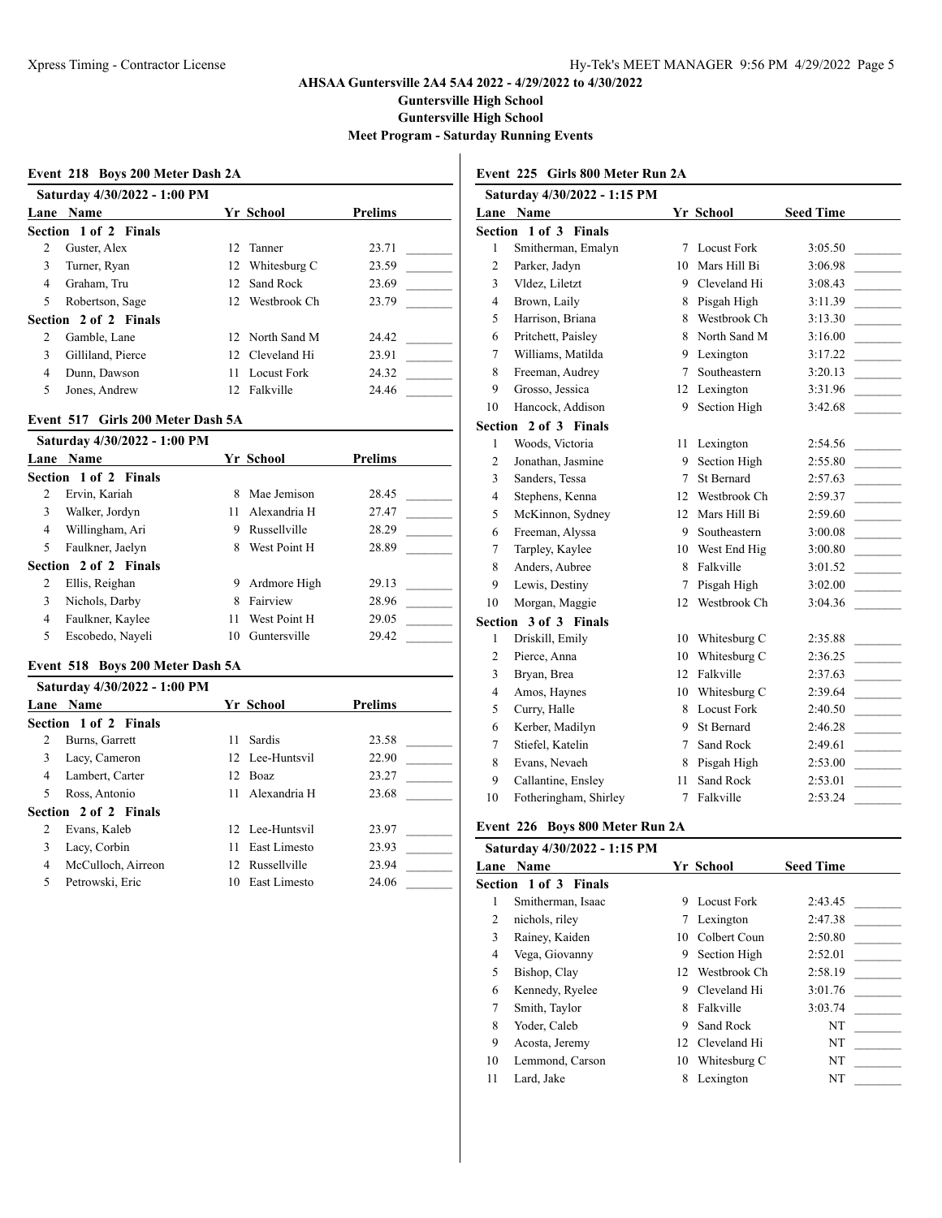AHSAA Guntersville 2A4 5A4 2022 - 4/29/2022 to 4/30/2022

Guntersville High School

Guntersville High School

Meet Program - Saturday Running Events

### Event 218 Boys 200 Meter Dash 2A

Saturday 4/30/2022 - 1:00 PM

| Lane | Name | Yr | School | Prelims |
|---|---|---|---|---|
| **Section 1 of 2 Finals** | | | | |
| 2 | Guster, Alex | 12 | Tanner | 23.71 |
| 3 | Turner, Ryan | 12 | Whitesburg C | 23.59 |
| 4 | Graham, Tru | 12 | Sand Rock | 23.69 |
| 5 | Robertson, Sage | 12 | Westbrook Ch | 23.79 |
| **Section 2 of 2 Finals** | | | | |
| 2 | Gamble, Lane | 12 | North Sand M | 24.42 |
| 3 | Gilliland, Pierce | 12 | Cleveland Hi | 23.91 |
| 4 | Dunn, Dawson | 11 | Locust Fork | 24.32 |
| 5 | Jones, Andrew | 12 | Falkville | 24.46 |

### Event 517 Girls 200 Meter Dash 5A

Saturday 4/30/2022 - 1:00 PM

| Lane | Name | Yr | School | Prelims |
|---|---|---|---|---|
| **Section 1 of 2 Finals** | | | | |
| 2 | Ervin, Kariah | 8 | Mae Jemison | 28.45 |
| 3 | Walker, Jordyn | 11 | Alexandria H | 27.47 |
| 4 | Willingham, Ari | 9 | Russellville | 28.29 |
| 5 | Faulkner, Jaelyn | 8 | West Point H | 28.89 |
| **Section 2 of 2 Finals** | | | | |
| 2 | Ellis, Reighan | 9 | Ardmore High | 29.13 |
| 3 | Nichols, Darby | 8 | Fairview | 28.96 |
| 4 | Faulkner, Kaylee | 11 | West Point H | 29.05 |
| 5 | Escobedo, Nayeli | 10 | Guntersville | 29.42 |

### Event 518 Boys 200 Meter Dash 5A

Saturday 4/30/2022 - 1:00 PM

| Lane | Name | Yr | School | Prelims |
|---|---|---|---|---|
| **Section 1 of 2 Finals** | | | | |
| 2 | Burns, Garrett | 11 | Sardis | 23.58 |
| 3 | Lacy, Cameron | 12 | Lee-Huntsvil | 22.90 |
| 4 | Lambert, Carter | 12 | Boaz | 23.27 |
| 5 | Ross, Antonio | 11 | Alexandria H | 23.68 |
| **Section 2 of 2 Finals** | | | | |
| 2 | Evans, Kaleb | 12 | Lee-Huntsvil | 23.97 |
| 3 | Lacy, Corbin | 11 | East Limesto | 23.93 |
| 4 | McCulloch, Airreon | 12 | Russellville | 23.94 |
| 5 | Petrowski, Eric | 10 | East Limesto | 24.06 |

### Event 225 Girls 800 Meter Run 2A

Saturday 4/30/2022 - 1:15 PM

| Lane | Name | Yr | School | Seed Time |
|---|---|---|---|---|
| **Section 1 of 3 Finals** | | | | |
| 1 | Smitherman, Emalyn | 7 | Locust Fork | 3:05.50 |
| 2 | Parker, Jadyn | 10 | Mars Hill Bi | 3:06.98 |
| 3 | Vldez, Liletzt | 9 | Cleveland Hi | 3:08.43 |
| 4 | Brown, Laily | 8 | Pisgah High | 3:11.39 |
| 5 | Harrison, Briana | 8 | Westbrook Ch | 3:13.30 |
| 6 | Pritchett, Paisley | 8 | North Sand M | 3:16.00 |
| 7 | Williams, Matilda | 9 | Lexington | 3:17.22 |
| 8 | Freeman, Audrey | 7 | Southeastern | 3:20.13 |
| 9 | Grosso, Jessica | 12 | Lexington | 3:31.96 |
| 10 | Hancock, Addison | 9 | Section High | 3:42.68 |
| **Section 2 of 3 Finals** | | | | |
| 1 | Woods, Victoria | 11 | Lexington | 2:54.56 |
| 2 | Jonathan, Jasmine | 9 | Section High | 2:55.80 |
| 3 | Sanders, Tessa | 7 | St Bernard | 2:57.63 |
| 4 | Stephens, Kenna | 12 | Westbrook Ch | 2:59.37 |
| 5 | McKinnon, Sydney | 12 | Mars Hill Bi | 2:59.60 |
| 6 | Freeman, Alyssa | 9 | Southeastern | 3:00.08 |
| 7 | Tarpley, Kaylee | 10 | West End Hig | 3:00.80 |
| 8 | Anders, Aubree | 8 | Falkville | 3:01.52 |
| 9 | Lewis, Destiny | 7 | Pisgah High | 3:02.00 |
| 10 | Morgan, Maggie | 12 | Westbrook Ch | 3:04.36 |
| **Section 3 of 3 Finals** | | | | |
| 1 | Driskill, Emily | 10 | Whitesburg C | 2:35.88 |
| 2 | Pierce, Anna | 10 | Whitesburg C | 2:36.25 |
| 3 | Bryan, Brea | 12 | Falkville | 2:37.63 |
| 4 | Amos, Haynes | 10 | Whitesburg C | 2:39.64 |
| 5 | Curry, Halle | 8 | Locust Fork | 2:40.50 |
| 6 | Kerber, Madilyn | 9 | St Bernard | 2:46.28 |
| 7 | Stiefel, Katelin | 7 | Sand Rock | 2:49.61 |
| 8 | Evans, Nevaeh | 8 | Pisgah High | 2:53.00 |
| 9 | Callantine, Ensley | 11 | Sand Rock | 2:53.01 |
| 10 | Fotheringham, Shirley | 7 | Falkville | 2:53.24 |

### Event 226 Boys 800 Meter Run 2A

Saturday 4/30/2022 - 1:15 PM

| Lane | Name | Yr | School | Seed Time |
|---|---|---|---|---|
| **Section 1 of 3 Finals** | | | | |
| 1 | Smitherman, Isaac | 9 | Locust Fork | 2:43.45 |
| 2 | nichols, riley | 7 | Lexington | 2:47.38 |
| 3 | Rainey, Kaiden | 10 | Colbert Coun | 2:50.80 |
| 4 | Vega, Giovanny | 9 | Section High | 2:52.01 |
| 5 | Bishop, Clay | 12 | Westbrook Ch | 2:58.19 |
| 6 | Kennedy, Ryelee | 9 | Cleveland Hi | 3:01.76 |
| 7 | Smith, Taylor | 8 | Falkville | 3:03.74 |
| 8 | Yoder, Caleb | 9 | Sand Rock | NT |
| 9 | Acosta, Jeremy | 12 | Cleveland Hi | NT |
| 10 | Lemmond, Carson | 10 | Whitesburg C | NT |
| 11 | Lard, Jake | 8 | Lexington | NT |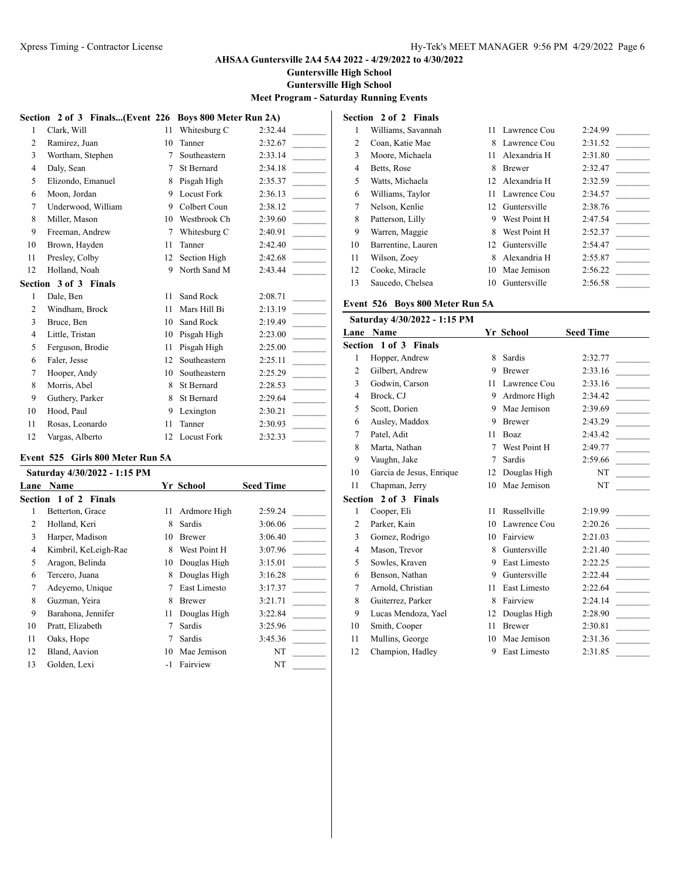# AHSAA Guntersville 2A4 5A4 2022 - 4/29/2022 to 4/30/2022

## Guntersville High School

## Guntersville High School

## Meet Program - Saturday Running Events

**Section 2 of 3 Finals...(Event 226 Boys 800 Meter Run 2A)**

| Lane | Name | Yr | School | Seed Time |
|---|---|---|---|---|
| 1 | Clark, Will | 11 | Whitesburg C | 2:32.44 |
| 2 | Ramirez, Juan | 10 | Tanner | 2:32.67 |
| 3 | Wortham, Stephen | 7 | Southeastern | 2:33.14 |
| 4 | Daly, Sean | 7 | St Bernard | 2:34.18 |
| 5 | Elizondo, Emanuel | 8 | Pisgah High | 2:35.37 |
| 6 | Moon, Jordan | 9 | Locust Fork | 2:36.13 |
| 7 | Underwood, William | 9 | Colbert Coun | 2:38.12 |
| 8 | Miller, Mason | 10 | Westbrook Ch | 2:39.60 |
| 9 | Freeman, Andrew | 7 | Whitesburg C | 2:40.91 |
| 10 | Brown, Hayden | 11 | Tanner | 2:42.40 |
| 11 | Presley, Colby | 12 | Section High | 2:42.68 |
| 12 | Holland, Noah | 9 | North Sand M | 2:43.44 |

**Section 3 of 3 Finals**

| Lane | Name | Yr | School | Seed Time |
|---|---|---|---|---|
| 1 | Dale, Ben | 11 | Sand Rock | 2:08.71 |
| 2 | Windham, Brock | 11 | Mars Hill Bi | 2:13.19 |
| 3 | Bruce, Ben | 10 | Sand Rock | 2:19.49 |
| 4 | Little, Tristan | 10 | Pisgah High | 2:23.00 |
| 5 | Ferguson, Brodie | 11 | Pisgah High | 2:25.00 |
| 6 | Faler, Jesse | 12 | Southeastern | 2:25.11 |
| 7 | Hooper, Andy | 10 | Southeastern | 2:25.29 |
| 8 | Morris, Abel | 8 | St Bernard | 2:28.53 |
| 9 | Guthery, Parker | 8 | St Bernard | 2:29.64 |
| 10 | Hood, Paul | 9 | Lexington | 2:30.21 |
| 11 | Rosas, Leonardo | 11 | Tanner | 2:30.93 |
| 12 | Vargas, Alberto | 12 | Locust Fork | 2:32.33 |

### Event 525 Girls 800 Meter Run 5A

**Saturday 4/30/2022 - 1:15 PM**

**Section 1 of 2 Finals**

| Lane | Name | Yr | School | Seed Time |
|---|---|---|---|---|
| 1 | Betterton, Grace | 11 | Ardmore High | 2:59.24 |
| 2 | Holland, Keri | 8 | Sardis | 3:06.06 |
| 3 | Harper, Madison | 10 | Brewer | 3:06.40 |
| 4 | Kimbril, KeLeigh-Rae | 8 | West Point H | 3:07.96 |
| 5 | Aragon, Belinda | 10 | Douglas High | 3:15.01 |
| 6 | Tercero, Juana | 8 | Douglas High | 3:16.28 |
| 7 | Adeyemo, Unique | 7 | East Limesto | 3:17.37 |
| 8 | Guzman, Yeira | 8 | Brewer | 3:21.71 |
| 9 | Barahona, Jennifer | 11 | Douglas High | 3:22.84 |
| 10 | Pratt, Elizabeth | 7 | Sardis | 3:25.96 |
| 11 | Oaks, Hope | 7 | Sardis | 3:45.36 |
| 12 | Bland, Aavion | 10 | Mae Jemison | NT |
| 13 | Golden, Lexi | -1 | Fairview | NT |

**Section 2 of 2 Finals**

| Lane | Name | Yr | School | Seed Time |
|---|---|---|---|---|
| 1 | Williams, Savannah | 11 | Lawrence Cou | 2:24.99 |
| 2 | Coan, Katie Mae | 8 | Lawrence Cou | 2:31.52 |
| 3 | Moore, Michaela | 11 | Alexandria H | 2:31.80 |
| 4 | Betts, Rose | 8 | Brewer | 2:32.47 |
| 5 | Watts, Michaela | 12 | Alexandria H | 2:32.59 |
| 6 | Williams, Taylor | 11 | Lawrence Cou | 2:34.57 |
| 7 | Nelson, Kenlie | 12 | Guntersville | 2:38.76 |
| 8 | Patterson, Lilly | 9 | West Point H | 2:47.54 |
| 9 | Warren, Maggie | 8 | West Point H | 2:52.37 |
| 10 | Barrentine, Lauren | 12 | Guntersville | 2:54.47 |
| 11 | Wilson, Zoey | 8 | Alexandria H | 2:55.87 |
| 12 | Cooke, Miracle | 10 | Mae Jemison | 2:56.22 |
| 13 | Saucedo, Chelsea | 10 | Guntersville | 2:56.58 |

### Event 526 Boys 800 Meter Run 5A

**Saturday 4/30/2022 - 1:15 PM**

**Section 1 of 3 Finals**

| Lane | Name | Yr | School | Seed Time |
|---|---|---|---|---|
| 1 | Hopper, Andrew | 8 | Sardis | 2:32.77 |
| 2 | Gilbert, Andrew | 9 | Brewer | 2:33.16 |
| 3 | Godwin, Carson | 11 | Lawrence Cou | 2:33.16 |
| 4 | Brock, CJ | 9 | Ardmore High | 2:34.42 |
| 5 | Scott, Dorien | 9 | Mae Jemison | 2:39.69 |
| 6 | Ausley, Maddox | 9 | Brewer | 2:43.29 |
| 7 | Patel, Adit | 11 | Boaz | 2:43.42 |
| 8 | Marta, Nathan | 7 | West Point H | 2:49.77 |
| 9 | Vaughn, Jake | 7 | Sardis | 2:59.66 |
| 10 | Garcia de Jesus, Enrique | 12 | Douglas High | NT |
| 11 | Chapman, Jerry | 10 | Mae Jemison | NT |

**Section 2 of 3 Finals**

| Lane | Name | Yr | School | Seed Time |
|---|---|---|---|---|
| 1 | Cooper, Eli | 11 | Russellville | 2:19.99 |
| 2 | Parker, Kain | 10 | Lawrence Cou | 2:20.26 |
| 3 | Gomez, Rodrigo | 10 | Fairview | 2:21.03 |
| 4 | Mason, Trevor | 8 | Guntersville | 2:21.40 |
| 5 | Sowles, Kraven | 9 | East Limesto | 2:22.25 |
| 6 | Benson, Nathan | 9 | Guntersville | 2:22.44 |
| 7 | Arnold, Christian | 11 | East Limesto | 2:22.64 |
| 8 | Guiterrez, Parker | 8 | Fairview | 2:24.14 |
| 9 | Lucas Mendoza, Yael | 12 | Douglas High | 2:28.90 |
| 10 | Smith, Cooper | 11 | Brewer | 2:30.81 |
| 11 | Mullins, George | 10 | Mae Jemison | 2:31.36 |
| 12 | Champion, Hadley | 9 | East Limesto | 2:31.85 |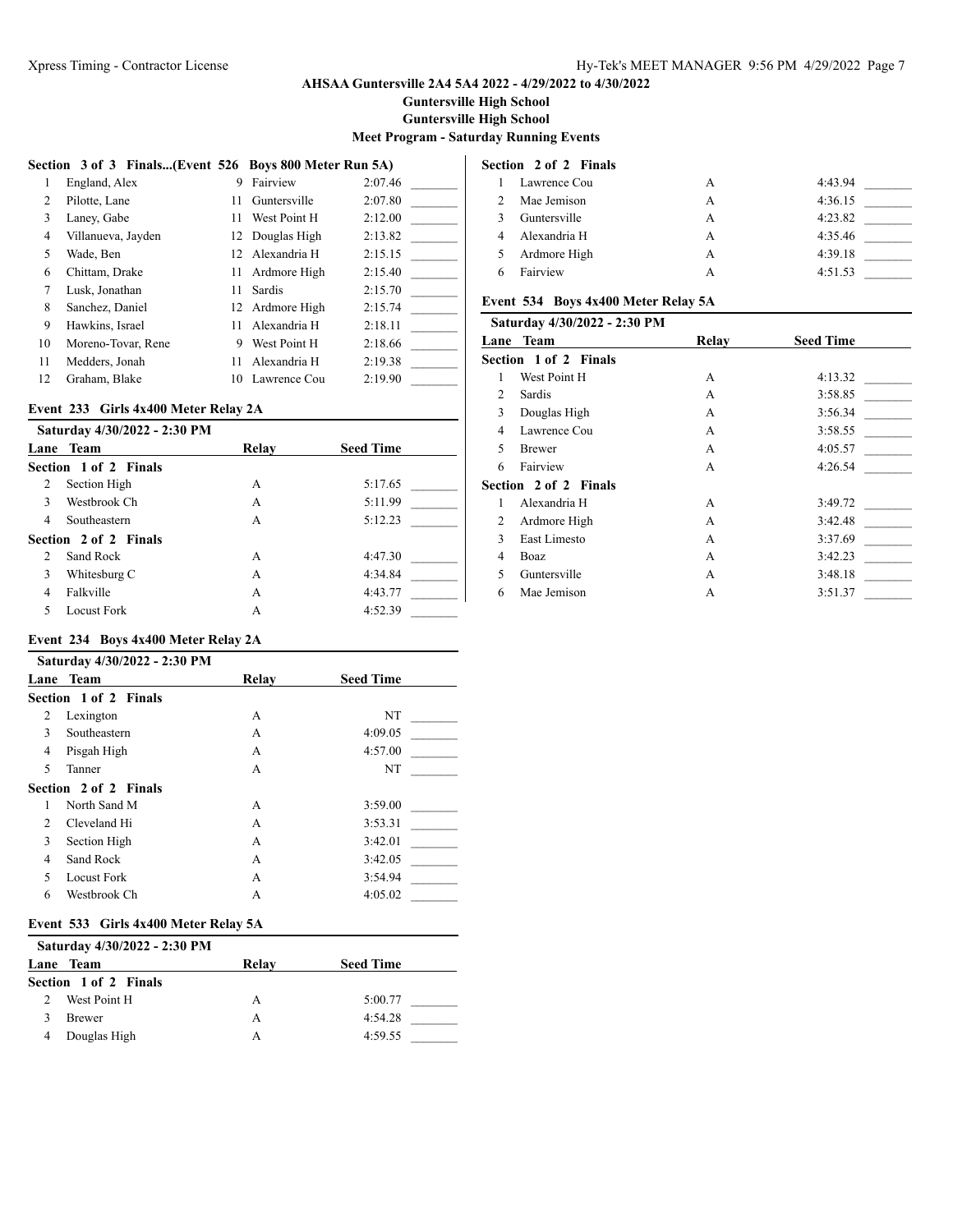## AHSAA Guntersville 2A4 5A4 2022 - 4/29/2022 to 4/30/2022

**Guntersville High School**

**Guntersville High School**

**Meet Program - Saturday Running Events**

### Section 3 of 3 Finals...(Event 526 Boys 800 Meter Run 5A)

| | | | | | |
|---|---|---|---|---|---|
| 1 | England, Alex | 9 | Fairview | 2:07.46 | _______ |
| 2 | Pilotte, Lane | 11 | Guntersville | 2:07.80 | _______ |
| 3 | Laney, Gabe | 11 | West Point H | 2:12.00 | _______ |
| 4 | Villanueva, Jayden | 12 | Douglas High | 2:13.82 | _______ |
| 5 | Wade, Ben | 12 | Alexandria H | 2:15.15 | _______ |
| 6 | Chittam, Drake | 11 | Ardmore High | 2:15.40 | _______ |
| 7 | Lusk, Jonathan | 11 | Sardis | 2:15.70 | _______ |
| 8 | Sanchez, Daniel | 12 | Ardmore High | 2:15.74 | _______ |
| 9 | Hawkins, Israel | 11 | Alexandria H | 2:18.11 | _______ |
| 10 | Moreno-Tovar, Rene | 9 | West Point H | 2:18.66 | _______ |
| 11 | Medders, Jonah | 11 | Alexandria H | 2:19.38 | _______ |
| 12 | Graham, Blake | 10 | Lawrence Cou | 2:19.90 | _______ |

### Event 233 Girls 4x400 Meter Relay 2A

**Saturday 4/30/2022 - 2:30 PM**

| Lane | Team | Relay | Seed Time | |
|---|---|---|---|---|
| **Section 1 of 2 Finals** | | | | |
| 2 | Section High | A | 5:17.65 | _______ |
| 3 | Westbrook Ch | A | 5:11.99 | _______ |
| 4 | Southeastern | A | 5:12.23 | _______ |
| **Section 2 of 2 Finals** | | | | |
| 2 | Sand Rock | A | 4:47.30 | _______ |
| 3 | Whitesburg C | A | 4:34.84 | _______ |
| 4 | Falkville | A | 4:43.77 | _______ |
| 5 | Locust Fork | A | 4:52.39 | _______ |

### Event 234 Boys 4x400 Meter Relay 2A

**Saturday 4/30/2022 - 2:30 PM**

| Lane | Team | Relay | Seed Time | |
|---|---|---|---|---|
| **Section 1 of 2 Finals** | | | | |
| 2 | Lexington | A | NT | _______ |
| 3 | Southeastern | A | 4:09.05 | _______ |
| 4 | Pisgah High | A | 4:57.00 | _______ |
| 5 | Tanner | A | NT | _______ |
| **Section 2 of 2 Finals** | | | | |
| 1 | North Sand M | A | 3:59.00 | _______ |
| 2 | Cleveland Hi | A | 3:53.31 | _______ |
| 3 | Section High | A | 3:42.01 | _______ |
| 4 | Sand Rock | A | 3:42.05 | _______ |
| 5 | Locust Fork | A | 3:54.94 | _______ |
| 6 | Westbrook Ch | A | 4:05.02 | _______ |

### Event 533 Girls 4x400 Meter Relay 5A

**Saturday 4/30/2022 - 2:30 PM**

| Lane | Team | Relay | Seed Time | |
|---|---|---|---|---|
| **Section 1 of 2 Finals** | | | | |
| 2 | West Point H | A | 5:00.77 | _______ |
| 3 | Brewer | A | 4:54.28 | _______ |
| 4 | Douglas High | A | 4:59.55 | _______ |
| **Section 2 of 2 Finals** | | | | |
| 1 | Lawrence Cou | A | 4:43.94 | _______ |
| 2 | Mae Jemison | A | 4:36.15 | _______ |
| 3 | Guntersville | A | 4:23.82 | _______ |
| 4 | Alexandria H | A | 4:35.46 | _______ |
| 5 | Ardmore High | A | 4:39.18 | _______ |
| 6 | Fairview | A | 4:51.53 | _______ |

### Event 534 Boys 4x400 Meter Relay 5A

**Saturday 4/30/2022 - 2:30 PM**

| Lane | Team | Relay | Seed Time | |
|---|---|---|---|---|
| **Section 1 of 2 Finals** | | | | |
| 1 | West Point H | A | 4:13.32 | _______ |
| 2 | Sardis | A | 3:58.85 | _______ |
| 3 | Douglas High | A | 3:56.34 | _______ |
| 4 | Lawrence Cou | A | 3:58.55 | _______ |
| 5 | Brewer | A | 4:05.57 | _______ |
| 6 | Fairview | A | 4:26.54 | _______ |
| **Section 2 of 2 Finals** | | | | |
| 1 | Alexandria H | A | 3:49.72 | _______ |
| 2 | Ardmore High | A | 3:42.48 | _______ |
| 3 | East Limesto | A | 3:37.69 | _______ |
| 4 | Boaz | A | 3:42.23 | _______ |
| 5 | Guntersville | A | 3:48.18 | _______ |
| 6 | Mae Jemison | A | 3:51.37 | _______ |